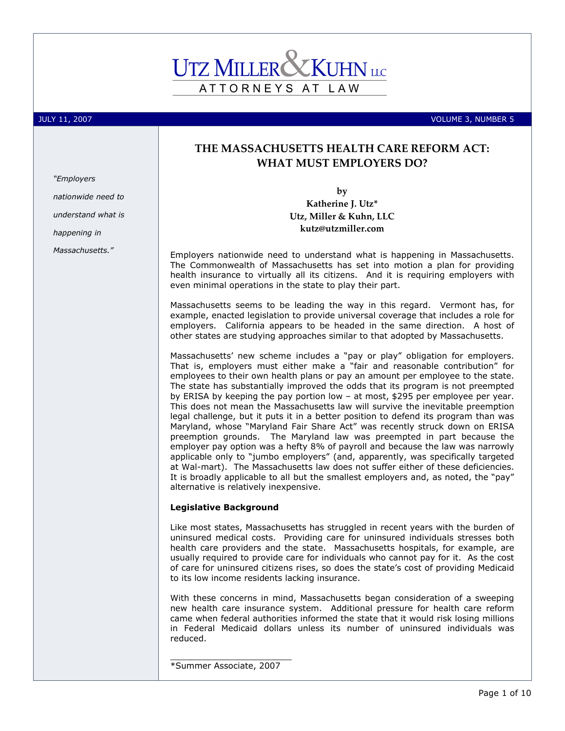# UTZ MILLER & KUHN LLC

ATTORNEYS AT LAW

JULY 11, 2007 VOLUME 3, NUMBER 5

## THE MASSACHUSETTS HEALTH CARE REFORM ACT: WHAT MUST EMPLOYERS DO?

*"Employers nationwide need to understand what is happening in Massachusetts."*

**by**
**Katherine J. Utz***
**Utz, Miller & Kuhn, LLC**
**kutz@utzmiller.com**

Employers nationwide need to understand what is happening in Massachusetts. The Commonwealth of Massachusetts has set into motion a plan for providing health insurance to virtually all its citizens. And it is requiring employers with even minimal operations in the state to play their part.

Massachusetts seems to be leading the way in this regard. Vermont has, for example, enacted legislation to provide universal coverage that includes a role for employers. California appears to be headed in the same direction. A host of other states are studying approaches similar to that adopted by Massachusetts.

Massachusetts' new scheme includes a "pay or play" obligation for employers. That is, employers must either make a "fair and reasonable contribution" for employees to their own health plans or pay an amount per employee to the state. The state has substantially improved the odds that its program is not preempted by ERISA by keeping the pay portion low – at most, $295 per employee per year. This does not mean the Massachusetts law will survive the inevitable preemption legal challenge, but it puts it in a better position to defend its program than was Maryland, whose "Maryland Fair Share Act" was recently struck down on ERISA preemption grounds. The Maryland law was preempted in part because the employer pay option was a hefty 8% of payroll and because the law was narrowly applicable only to "jumbo employers" (and, apparently, was specifically targeted at Wal-mart). The Massachusetts law does not suffer either of these deficiencies. It is broadly applicable to all but the smallest employers and, as noted, the "pay" alternative is relatively inexpensive.

### Legislative Background

Like most states, Massachusetts has struggled in recent years with the burden of uninsured medical costs. Providing care for uninsured individuals stresses both health care providers and the state. Massachusetts hospitals, for example, are usually required to provide care for individuals who cannot pay for it. As the cost of care for uninsured citizens rises, so does the state's cost of providing Medicaid to its low income residents lacking insurance.

With these concerns in mind, Massachusetts began consideration of a sweeping new health care insurance system. Additional pressure for health care reform came when federal authorities informed the state that it would risk losing millions in Federal Medicaid dollars unless its number of uninsured individuals was reduced.

---

*Summer Associate, 2007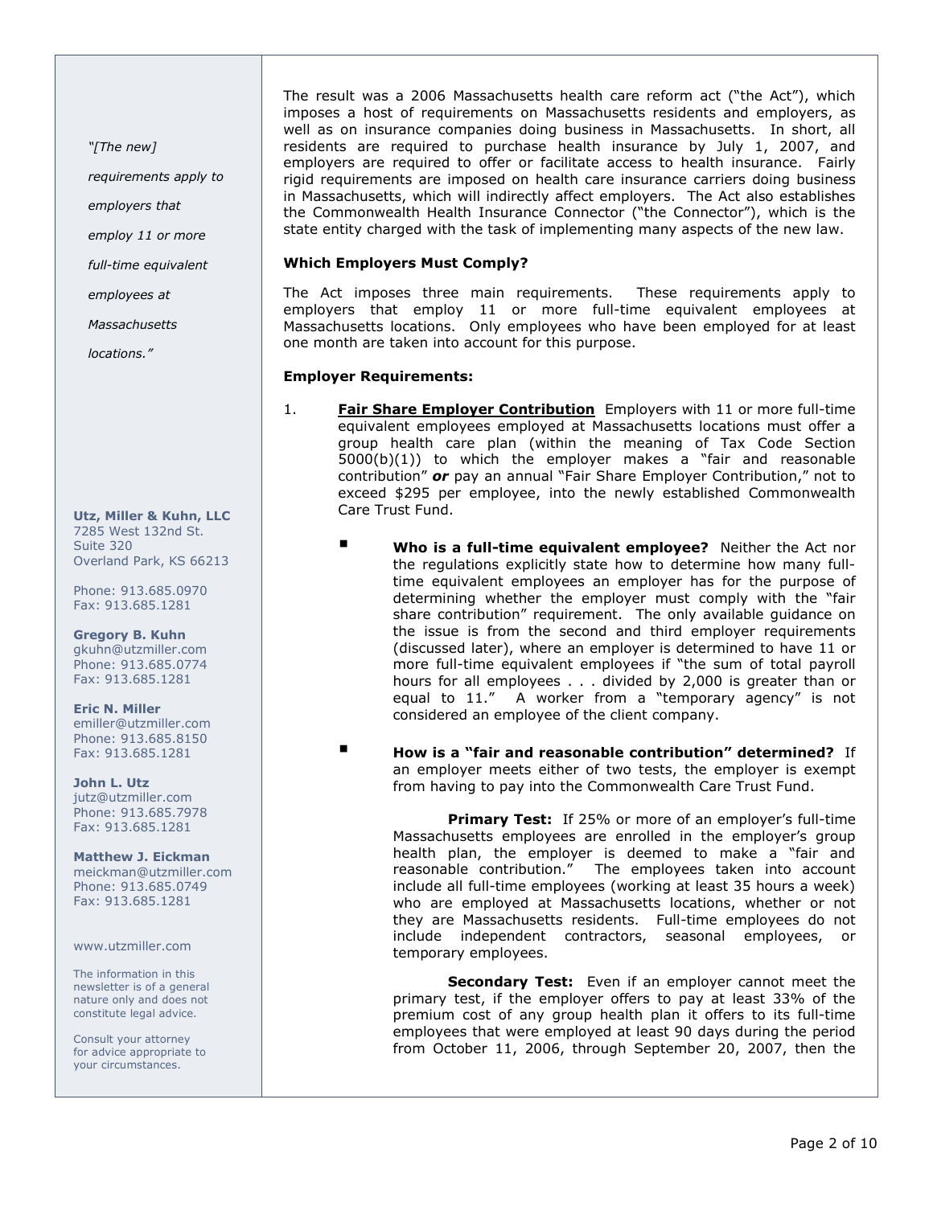The result was a 2006 Massachusetts health care reform act ("the Act"), which imposes a host of requirements on Massachusetts residents and employers, as well as on insurance companies doing business in Massachusetts. In short, all residents are required to purchase health insurance by July 1, 2007, and employers are required to offer or facilitate access to health insurance. Fairly rigid requirements are imposed on health care insurance carriers doing business in Massachusetts, which will indirectly affect employers. The Act also establishes the Commonwealth Health Insurance Connector ("the Connector"), which is the state entity charged with the task of implementing many aspects of the new law.

*"[The new] requirements apply to employers that employ 11 or more full-time equivalent employees at Massachusetts locations."*

**Which Employers Must Comply?**

The Act imposes three main requirements. These requirements apply to employers that employ 11 or more full-time equivalent employees at Massachusetts locations. Only employees who have been employed for at least one month are taken into account for this purpose.

**Employer Requirements:**

1. **Fair Share Employer Contribution** Employers with 11 or more full-time equivalent employees employed at Massachusetts locations must offer a group health care plan (within the meaning of Tax Code Section 5000(b)(1)) to which the employer makes a "fair and reasonable contribution" ***or*** pay an annual "Fair Share Employer Contribution," not to exceed $295 per employee, into the newly established Commonwealth Care Trust Fund.

   - **Who is a full-time equivalent employee?** Neither the Act nor the regulations explicitly state how to determine how many full-time equivalent employees an employer has for the purpose of determining whether the employer must comply with the "fair share contribution" requirement. The only available guidance on the issue is from the second and third employer requirements (discussed later), where an employer is determined to have 11 or more full-time equivalent employees if "the sum of total payroll hours for all employees . . . divided by 2,000 is greater than or equal to 11." A worker from a "temporary agency" is not considered an employee of the client company.

   - **How is a "fair and reasonable contribution" determined?** If an employer meets either of two tests, the employer is exempt from having to pay into the Commonwealth Care Trust Fund.

     **Primary Test:** If 25% or more of an employer's full-time Massachusetts employees are enrolled in the employer's group health plan, the employer is deemed to make a "fair and reasonable contribution." The employees taken into account include all full-time employees (working at least 35 hours a week) who are employed at Massachusetts locations, whether or not they are Massachusetts residents. Full-time employees do not include independent contractors, seasonal employees, or temporary employees.

     **Secondary Test:** Even if an employer cannot meet the primary test, if the employer offers to pay at least 33% of the premium cost of any group health plan it offers to its full-time employees that were employed at least 90 days during the period from October 11, 2006, through September 20, 2007, then the

**Utz, Miller & Kuhn, LLC**
7285 West 132nd St.
Suite 320
Overland Park, KS 66213

Phone: 913.685.0970
Fax: 913.685.1281

**Gregory B. Kuhn**
gkuhn@utzmiller.com
Phone: 913.685.0774
Fax: 913.685.1281

**Eric N. Miller**
emiller@utzmiller.com
Phone: 913.685.8150
Fax: 913.685.1281

**John L. Utz**
jutz@utzmiller.com
Phone: 913.685.7978
Fax: 913.685.1281

**Matthew J. Eickman**
meickman@utzmiller.com
Phone: 913.685.0749
Fax: 913.685.1281

www.utzmiller.com

The information in this newsletter is of a general nature only and does not constitute legal advice.

Consult your attorney for advice appropriate to your circumstances.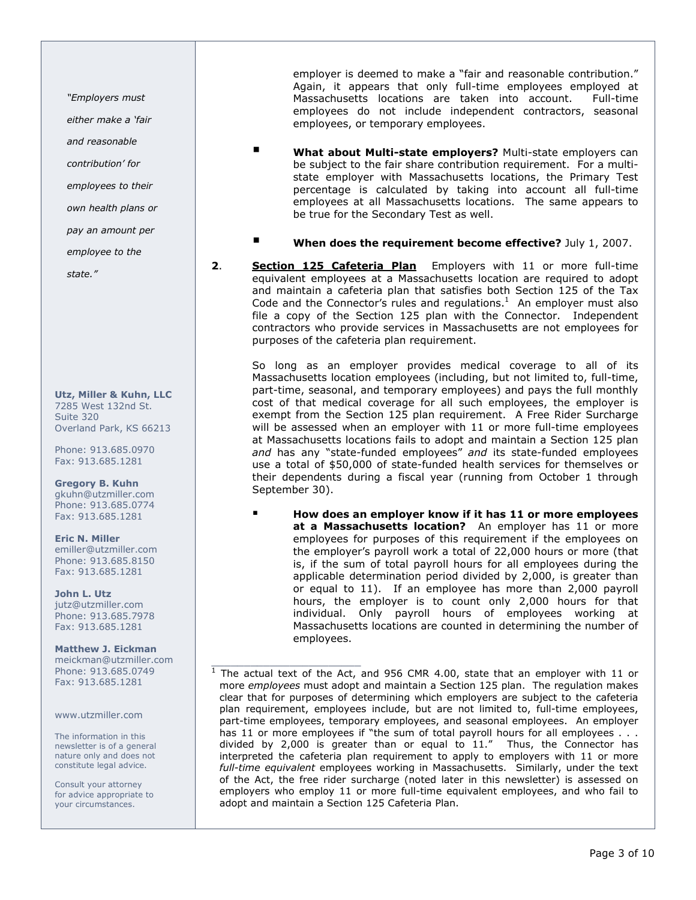"Employers must either make a 'fair and reasonable contribution' for employees to their own health plans or pay an amount per employee to the state."

**Utz, Miller & Kuhn, LLC**
7285 West 132nd St.
Suite 320
Overland Park, KS 66213

Phone: 913.685.0970
Fax: 913.685.1281

**Gregory B. Kuhn**
gkuhn@utzmiller.com
Phone: 913.685.0774
Fax: 913.685.1281

**Eric N. Miller**
emiller@utzmiller.com
Phone: 913.685.8150
Fax: 913.685.1281

**John L. Utz**
jutz@utzmiller.com
Phone: 913.685.7978
Fax: 913.685.1281

**Matthew J. Eickman**
meickman@utzmiller.com
Phone: 913.685.0749
Fax: 913.685.1281

www.utzmiller.com

The information in this newsletter is of a general nature only and does not constitute legal advice.

Consult your attorney for advice appropriate to your circumstances.

employer is deemed to make a "fair and reasonable contribution." Again, it appears that only full-time employees employed at Massachusetts locations are taken into account. Full-time employees do not include independent contractors, seasonal employees, or temporary employees.

- **What about Multi-state employers?** Multi-state employers can be subject to the fair share contribution requirement. For a multi-state employer with Massachusetts locations, the Primary Test percentage is calculated by taking into account all full-time employees at all Massachusetts locations. The same appears to be true for the Secondary Test as well.

- **When does the requirement become effective?** July 1, 2007.

**2**. **Section 125 Cafeteria Plan** Employers with 11 or more full-time equivalent employees at a Massachusetts location are required to adopt and maintain a cafeteria plan that satisfies both Section 125 of the Tax Code and the Connector's rules and regulations.[1] An employer must also file a copy of the Section 125 plan with the Connector. Independent contractors who provide services in Massachusetts are not employees for purposes of the cafeteria plan requirement.

So long as an employer provides medical coverage to all of its Massachusetts location employees (including, but not limited to, full-time, part-time, seasonal, and temporary employees) and pays the full monthly cost of that medical coverage for all such employees, the employer is exempt from the Section 125 plan requirement. A Free Rider Surcharge will be assessed when an employer with 11 or more full-time employees at Massachusetts locations fails to adopt and maintain a Section 125 plan *and* has any "state-funded employees" *and* its state-funded employees use a total of $50,000 of state-funded health services for themselves or their dependents during a fiscal year (running from October 1 through September 30).

- **How does an employer know if it has 11 or more employees at a Massachusetts location?** An employer has 11 or more employees for purposes of this requirement if the employees on the employer's payroll work a total of 22,000 hours or more (that is, if the sum of total payroll hours for all employees during the applicable determination period divided by 2,000, is greater than or equal to 11). If an employee has more than 2,000 payroll hours, the employer is to count only 2,000 hours for that individual. Only payroll hours of employees working at Massachusetts locations are counted in determining the number of employees.

---

[1] The actual text of the Act, and 956 CMR 4.00, state that an employer with 11 or more *employees* must adopt and maintain a Section 125 plan. The regulation makes clear that for purposes of determining which employers are subject to the cafeteria plan requirement, employees include, but are not limited to, full-time employees, part-time employees, temporary employees, and seasonal employees. An employer has 11 or more employees if "the sum of total payroll hours for all employees . . . divided by 2,000 is greater than or equal to 11." Thus, the Connector has interpreted the cafeteria plan requirement to apply to employers with 11 or more *full-time equivalent* employees working in Massachusetts. Similarly, under the text of the Act, the free rider surcharge (noted later in this newsletter) is assessed on employers who employ 11 or more full-time equivalent employees, and who fail to adopt and maintain a Section 125 Cafeteria Plan.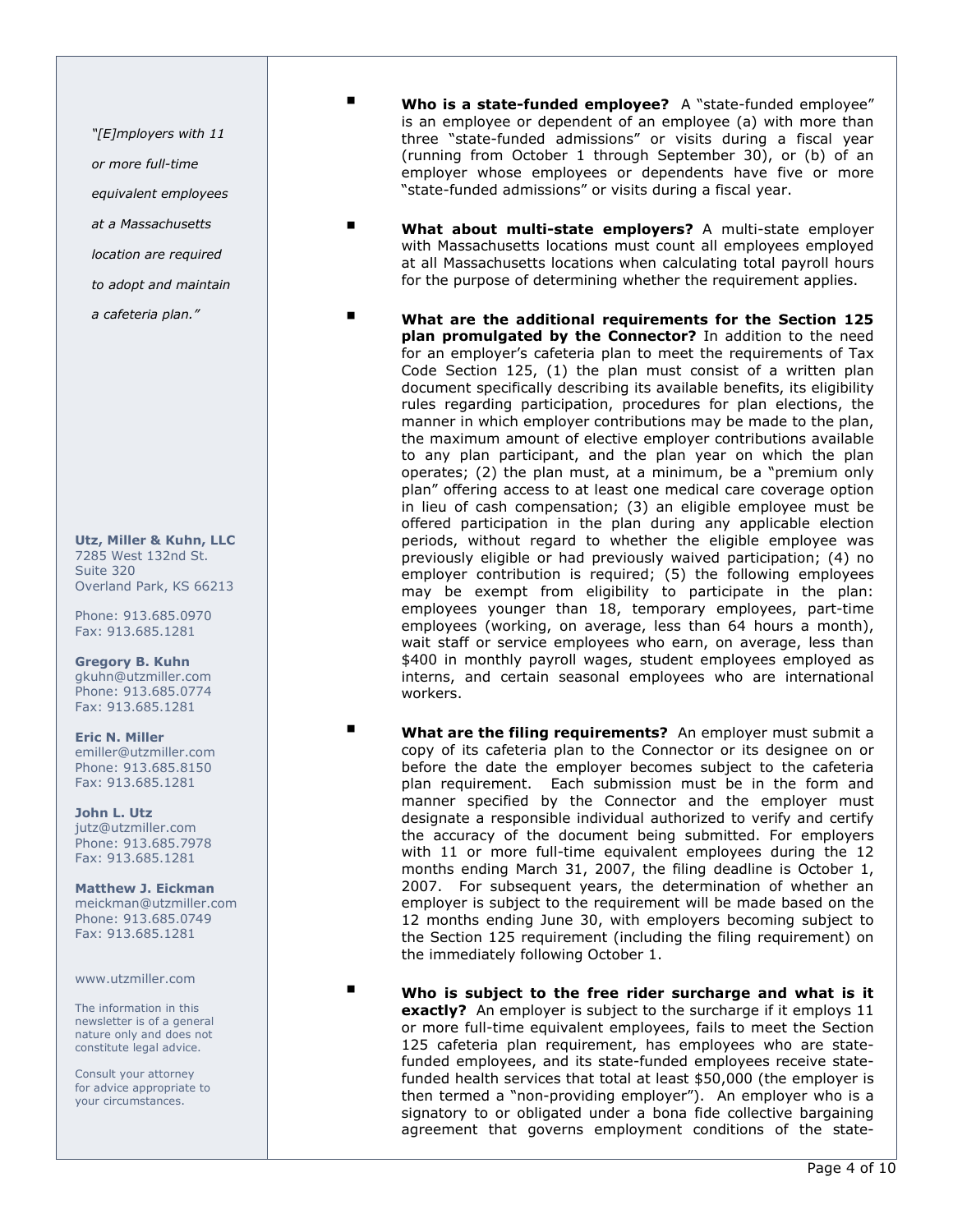*"[E]mployers with 11 or more full-time equivalent employees at a Massachusetts location are required to adopt and maintain a cafeteria plan."*

- **Who is a state-funded employee?** A "state-funded employee" is an employee or dependent of an employee (a) with more than three "state-funded admissions" or visits during a fiscal year (running from October 1 through September 30), or (b) of an employer whose employees or dependents have five or more "state-funded admissions" or visits during a fiscal year.

- **What about multi-state employers?** A multi-state employer with Massachusetts locations must count all employees employed at all Massachusetts locations when calculating total payroll hours for the purpose of determining whether the requirement applies.

- **What are the additional requirements for the Section 125 plan promulgated by the Connector?** In addition to the need for an employer's cafeteria plan to meet the requirements of Tax Code Section 125, (1) the plan must consist of a written plan document specifically describing its available benefits, its eligibility rules regarding participation, procedures for plan elections, the manner in which employer contributions may be made to the plan, the maximum amount of elective employer contributions available to any plan participant, and the plan year on which the plan operates; (2) the plan must, at a minimum, be a "premium only plan" offering access to at least one medical care coverage option in lieu of cash compensation; (3) an eligible employee must be offered participation in the plan during any applicable election periods, without regard to whether the eligible employee was previously eligible or had previously waived participation; (4) no employer contribution is required; (5) the following employees may be exempt from eligibility to participate in the plan: employees younger than 18, temporary employees, part-time employees (working, on average, less than 64 hours a month), wait staff or service employees who earn, on average, less than $400 in monthly payroll wages, student employees employed as interns, and certain seasonal employees who are international workers.

- **What are the filing requirements?** An employer must submit a copy of its cafeteria plan to the Connector or its designee on or before the date the employer becomes subject to the cafeteria plan requirement. Each submission must be in the form and manner specified by the Connector and the employer must designate a responsible individual authorized to verify and certify the accuracy of the document being submitted. For employers with 11 or more full-time equivalent employees during the 12 months ending March 31, 2007, the filing deadline is October 1, 2007. For subsequent years, the determination of whether an employer is subject to the requirement will be made based on the 12 months ending June 30, with employers becoming subject to the Section 125 requirement (including the filing requirement) on the immediately following October 1.

- **Who is subject to the free rider surcharge and what is it exactly?** An employer is subject to the surcharge if it employs 11 or more full-time equivalent employees, fails to meet the Section 125 cafeteria plan requirement, has employees who are state-funded employees, and its state-funded employees receive state-funded health services that total at least $50,000 (the employer is then termed a "non-providing employer"). An employer who is a signatory to or obligated under a bona fide collective bargaining agreement that governs employment conditions of the state-

**Utz, Miller & Kuhn, LLC**
7285 West 132nd St.
Suite 320
Overland Park, KS 66213

Phone: 913.685.0970
Fax: 913.685.1281

**Gregory B. Kuhn**
gkuhn@utzmiller.com
Phone: 913.685.0774
Fax: 913.685.1281

**Eric N. Miller**
emiller@utzmiller.com
Phone: 913.685.8150
Fax: 913.685.1281

**John L. Utz**
jutz@utzmiller.com
Phone: 913.685.7978
Fax: 913.685.1281

**Matthew J. Eickman**
meickman@utzmiller.com
Phone: 913.685.0749
Fax: 913.685.1281

www.utzmiller.com

The information in this newsletter is of a general nature only and does not constitute legal advice.

Consult your attorney for advice appropriate to your circumstances.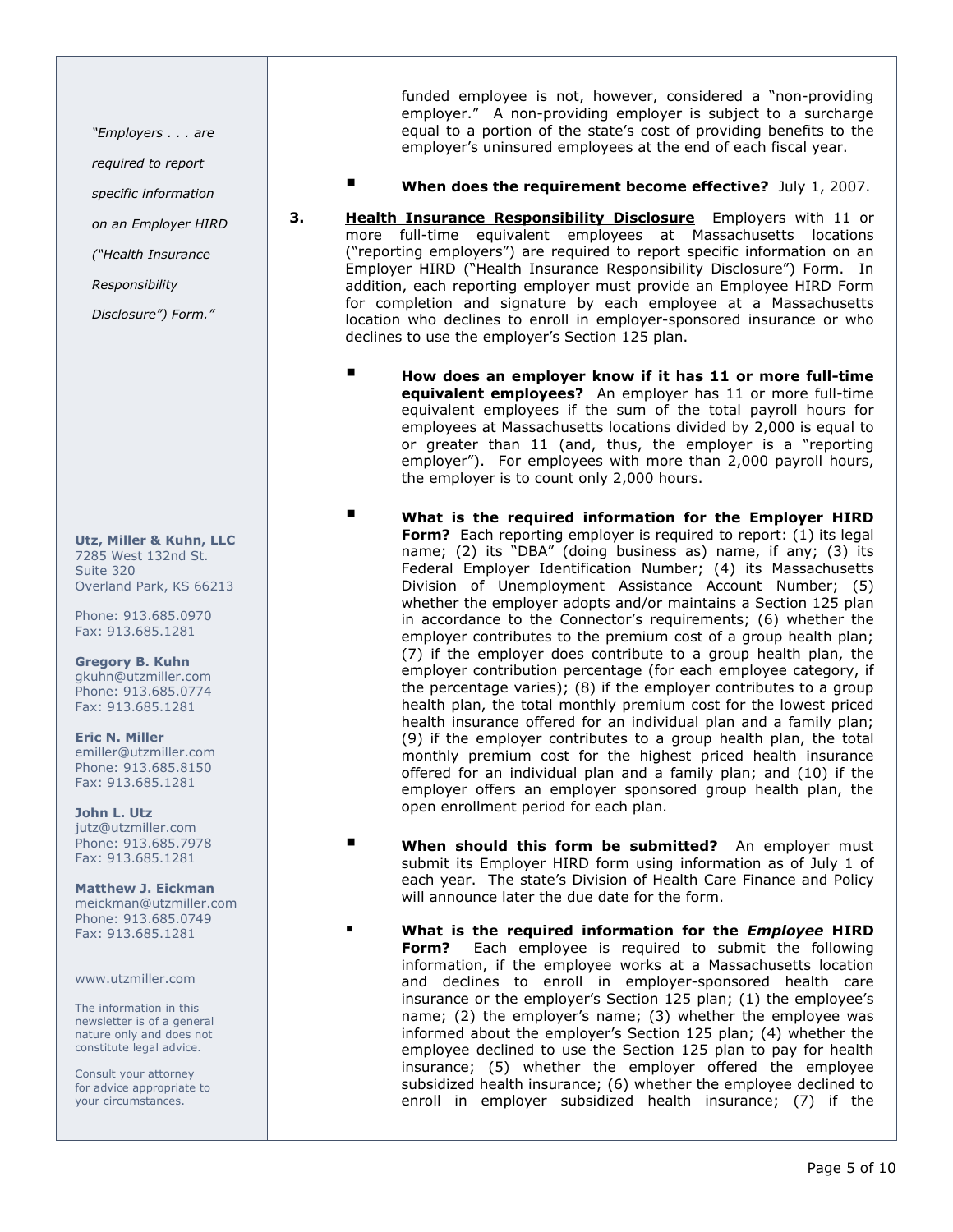> "Employers . . . are required to report specific information on an Employer HIRD ("Health Insurance Responsibility Disclosure") Form."

**Utz, Miller & Kuhn, LLC**
7285 West 132nd St.
Suite 320
Overland Park, KS 66213

Phone: 913.685.0970
Fax: 913.685.1281

**Gregory B. Kuhn**
gkuhn@utzmiller.com
Phone: 913.685.0774
Fax: 913.685.1281

**Eric N. Miller**
emiller@utzmiller.com
Phone: 913.685.8150
Fax: 913.685.1281

**John L. Utz**
jutz@utzmiller.com
Phone: 913.685.7978
Fax: 913.685.1281

**Matthew J. Eickman**
meickman@utzmiller.com
Phone: 913.685.0749
Fax: 913.685.1281

www.utzmiller.com

The information in this newsletter is of a general nature only and does not constitute legal advice.

Consult your attorney for advice appropriate to your circumstances.

funded employee is not, however, considered a "non-providing employer." A non-providing employer is subject to a surcharge equal to a portion of the state's cost of providing benefits to the employer's uninsured employees at the end of each fiscal year.

- **When does the requirement become effective?** July 1, 2007.

3. **Health Insurance Responsibility Disclosure** Employers with 11 or more full-time equivalent employees at Massachusetts locations ("reporting employers") are required to report specific information on an Employer HIRD ("Health Insurance Responsibility Disclosure") Form. In addition, each reporting employer must provide an Employee HIRD Form for completion and signature by each employee at a Massachusetts location who declines to enroll in employer-sponsored insurance or who declines to use the employer's Section 125 plan.

- **How does an employer know if it has 11 or more full-time equivalent employees?** An employer has 11 or more full-time equivalent employees if the sum of the total payroll hours for employees at Massachusetts locations divided by 2,000 is equal to or greater than 11 (and, thus, the employer is a "reporting employer"). For employees with more than 2,000 payroll hours, the employer is to count only 2,000 hours.

- **What is the required information for the Employer HIRD Form?** Each reporting employer is required to report: (1) its legal name; (2) its "DBA" (doing business as) name, if any; (3) its Federal Employer Identification Number; (4) its Massachusetts Division of Unemployment Assistance Account Number; (5) whether the employer adopts and/or maintains a Section 125 plan in accordance to the Connector's requirements; (6) whether the employer contributes to the premium cost of a group health plan; (7) if the employer does contribute to a group health plan, the employer contribution percentage (for each employee category, if the percentage varies); (8) if the employer contributes to a group health plan, the total monthly premium cost for the lowest priced health insurance offered for an individual plan and a family plan; (9) if the employer contributes to a group health plan, the total monthly premium cost for the highest priced health insurance offered for an individual plan and a family plan; and (10) if the employer offers an employer sponsored group health plan, the open enrollment period for each plan.

- **When should this form be submitted?** An employer must submit its Employer HIRD form using information as of July 1 of each year. The state's Division of Health Care Finance and Policy will announce later the due date for the form.

- **What is the required information for the *Employee* HIRD Form?** Each employee is required to submit the following information, if the employee works at a Massachusetts location and declines to enroll in employer-sponsored health care insurance or the employer's Section 125 plan; (1) the employee's name; (2) the employer's name; (3) whether the employee was informed about the employer's Section 125 plan; (4) whether the employee declined to use the Section 125 plan to pay for health insurance; (5) whether the employer offered the employee subsidized health insurance; (6) whether the employee declined to enroll in employer subsidized health insurance; (7) if the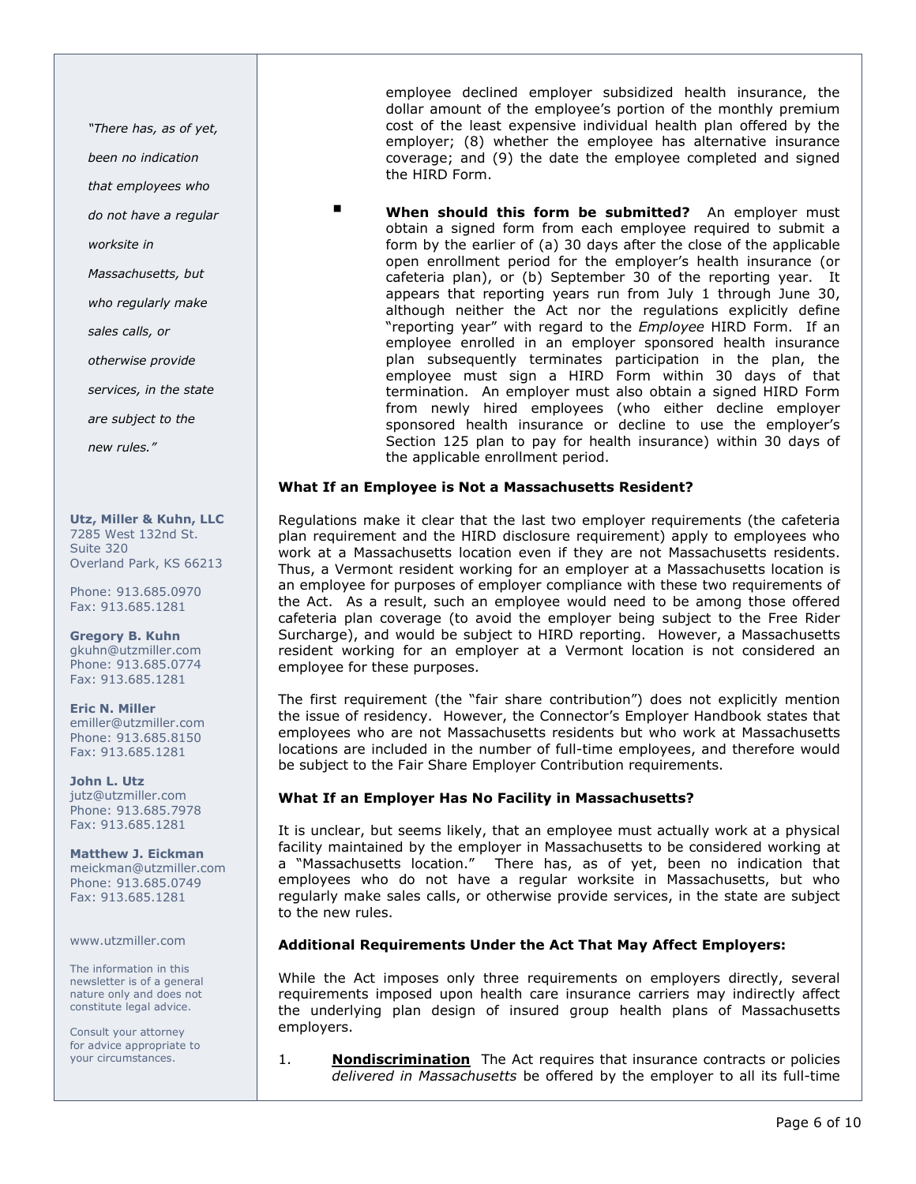employee declined employer subsidized health insurance, the dollar amount of the employee's portion of the monthly premium cost of the least expensive individual health plan offered by the employer; (8) whether the employee has alternative insurance coverage; and (9) the date the employee completed and signed the HIRD Form.

- **When should this form be submitted?** An employer must obtain a signed form from each employee required to submit a form by the earlier of (a) 30 days after the close of the applicable open enrollment period for the employer's health insurance (or cafeteria plan), or (b) September 30 of the reporting year. It appears that reporting years run from July 1 through June 30, although neither the Act nor the regulations explicitly define "reporting year" with regard to the *Employee* HIRD Form. If an employee enrolled in an employer sponsored health insurance plan subsequently terminates participation in the plan, the employee must sign a HIRD Form within 30 days of that termination. An employer must also obtain a signed HIRD Form from newly hired employees (who either decline employer sponsored health insurance or decline to use the employer's Section 125 plan to pay for health insurance) within 30 days of the applicable enrollment period.

**What If an Employee is Not a Massachusetts Resident?**

Regulations make it clear that the last two employer requirements (the cafeteria plan requirement and the HIRD disclosure requirement) apply to employees who work at a Massachusetts location even if they are not Massachusetts residents. Thus, a Vermont resident working for an employer at a Massachusetts location is an employee for purposes of employer compliance with these two requirements of the Act. As a result, such an employee would need to be among those offered cafeteria plan coverage (to avoid the employer being subject to the Free Rider Surcharge), and would be subject to HIRD reporting. However, a Massachusetts resident working for an employer at a Vermont location is not considered an employee for these purposes.

The first requirement (the "fair share contribution") does not explicitly mention the issue of residency. However, the Connector's Employer Handbook states that employees who are not Massachusetts residents but who work at Massachusetts locations are included in the number of full-time employees, and therefore would be subject to the Fair Share Employer Contribution requirements.

**What If an Employer Has No Facility in Massachusetts?**

It is unclear, but seems likely, that an employee must actually work at a physical facility maintained by the employer in Massachusetts to be considered working at a "Massachusetts location." There has, as of yet, been no indication that employees who do not have a regular worksite in Massachusetts, but who regularly make sales calls, or otherwise provide services, in the state are subject to the new rules.

**Additional Requirements Under the Act That May Affect Employers:**

While the Act imposes only three requirements on employers directly, several requirements imposed upon health care insurance carriers may indirectly affect the underlying plan design of insured group health plans of Massachusetts employers.

1. **Nondiscrimination** The Act requires that insurance contracts or policies *delivered in Massachusetts* be offered by the employer to all its full-time

> *"There has, as of yet, been no indication that employees who do not have a regular worksite in Massachusetts, but who regularly make sales calls, or otherwise provide services, in the state are subject to the new rules."*

**Utz, Miller & Kuhn, LLC**
7285 West 132nd St.
Suite 320
Overland Park, KS 66213

Phone: 913.685.0970
Fax: 913.685.1281

**Gregory B. Kuhn**
gkuhn@utzmiller.com
Phone: 913.685.0774
Fax: 913.685.1281

**Eric N. Miller**
emiller@utzmiller.com
Phone: 913.685.8150
Fax: 913.685.1281

**John L. Utz**
jutz@utzmiller.com
Phone: 913.685.7978
Fax: 913.685.1281

**Matthew J. Eickman**
meickman@utzmiller.com
Phone: 913.685.0749
Fax: 913.685.1281

www.utzmiller.com

The information in this newsletter is of a general nature only and does not constitute legal advice.

Consult your attorney for advice appropriate to your circumstances.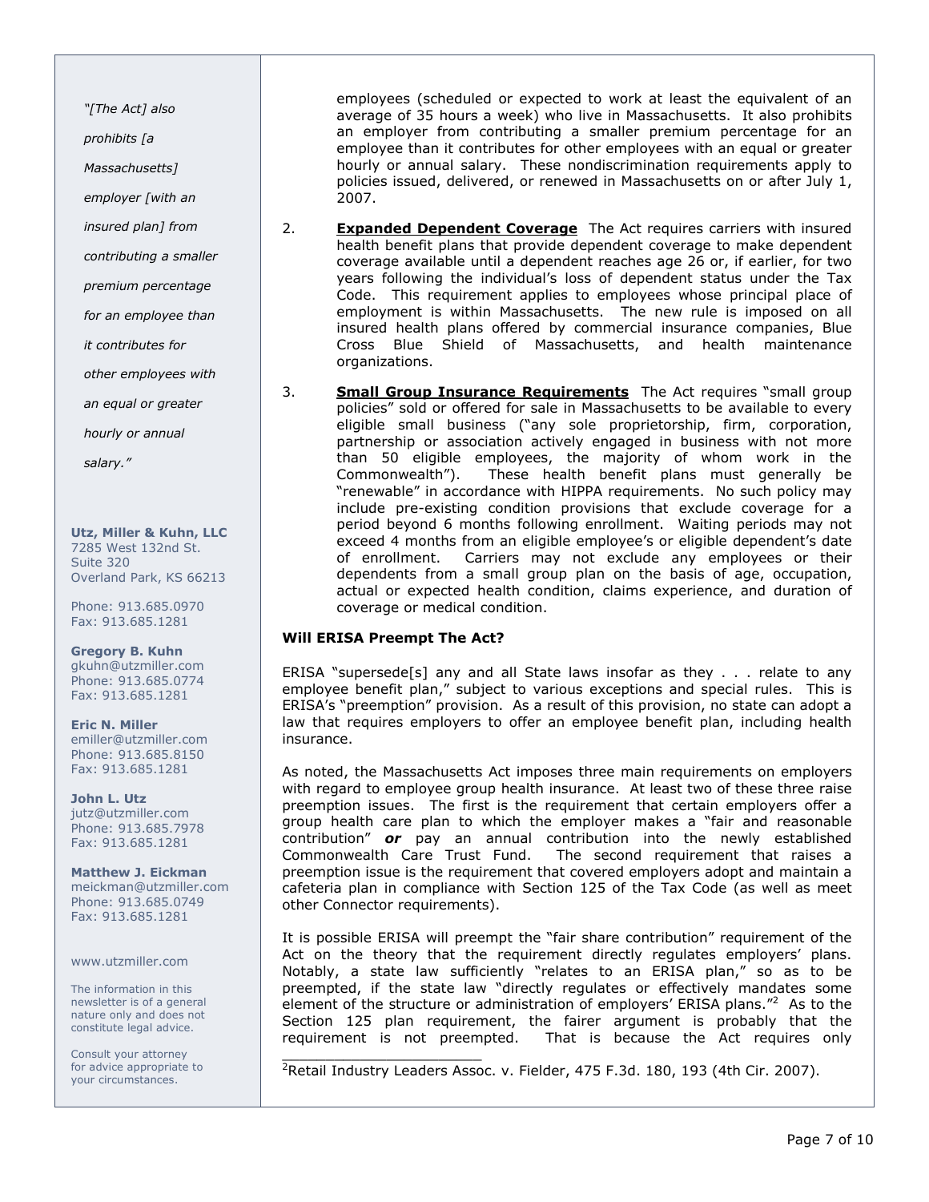"[The Act] also prohibits [a Massachusetts] employer [with an insured plan] from contributing a smaller premium percentage for an employee than it contributes for other employees with an equal or greater hourly or annual salary."

**Utz, Miller & Kuhn, LLC**
7285 West 132nd St.
Suite 320
Overland Park, KS 66213

Phone: 913.685.0970
Fax: 913.685.1281

**Gregory B. Kuhn**
gkuhn@utzmiller.com
Phone: 913.685.0774
Fax: 913.685.1281

**Eric N. Miller**
emiller@utzmiller.com
Phone: 913.685.8150
Fax: 913.685.1281

**John L. Utz**
jutz@utzmiller.com
Phone: 913.685.7978
Fax: 913.685.1281

**Matthew J. Eickman**
meickman@utzmiller.com
Phone: 913.685.0749
Fax: 913.685.1281

www.utzmiller.com

The information in this newsletter is of a general nature only and does not constitute legal advice.

Consult your attorney for advice appropriate to your circumstances.

employees (scheduled or expected to work at least the equivalent of an average of 35 hours a week) who live in Massachusetts. It also prohibits an employer from contributing a smaller premium percentage for an employee than it contributes for other employees with an equal or greater hourly or annual salary. These nondiscrimination requirements apply to policies issued, delivered, or renewed in Massachusetts on or after July 1, 2007.

2. **Expanded Dependent Coverage** The Act requires carriers with insured health benefit plans that provide dependent coverage to make dependent coverage available until a dependent reaches age 26 or, if earlier, for two years following the individual's loss of dependent status under the Tax Code. This requirement applies to employees whose principal place of employment is within Massachusetts. The new rule is imposed on all insured health plans offered by commercial insurance companies, Blue Cross Blue Shield of Massachusetts, and health maintenance organizations.

3. **Small Group Insurance Requirements** The Act requires "small group policies" sold or offered for sale in Massachusetts to be available to every eligible small business ("any sole proprietorship, firm, corporation, partnership or association actively engaged in business with not more than 50 eligible employees, the majority of whom work in the Commonwealth"). These health benefit plans must generally be "renewable" in accordance with HIPPA requirements. No such policy may include pre-existing condition provisions that exclude coverage for a period beyond 6 months following enrollment. Waiting periods may not exceed 4 months from an eligible employee's or eligible dependent's date of enrollment. Carriers may not exclude any employees or their dependents from a small group plan on the basis of age, occupation, actual or expected health condition, claims experience, and duration of coverage or medical condition.

**Will ERISA Preempt The Act?**

ERISA "supersede[s] any and all State laws insofar as they . . . relate to any employee benefit plan," subject to various exceptions and special rules. This is ERISA's "preemption" provision. As a result of this provision, no state can adopt a law that requires employers to offer an employee benefit plan, including health insurance.

As noted, the Massachusetts Act imposes three main requirements on employers with regard to employee group health insurance. At least two of these three raise preemption issues. The first is the requirement that certain employers offer a group health care plan to which the employer makes a "fair and reasonable contribution" ***or*** pay an annual contribution into the newly established Commonwealth Care Trust Fund. The second requirement that raises a preemption issue is the requirement that covered employers adopt and maintain a cafeteria plan in compliance with Section 125 of the Tax Code (as well as meet other Connector requirements).

It is possible ERISA will preempt the "fair share contribution" requirement of the Act on the theory that the requirement directly regulates employers' plans. Notably, a state law sufficiently "relates to an ERISA plan," so as to be preempted, if the state law "directly regulates or effectively mandates some element of the structure or administration of employers' ERISA plans."[2] As to the Section 125 plan requirement, the fairer argument is probably that the requirement is not preempted. That is because the Act requires only

[2] Retail Industry Leaders Assoc. v. Fielder, 475 F.3d. 180, 193 (4th Cir. 2007).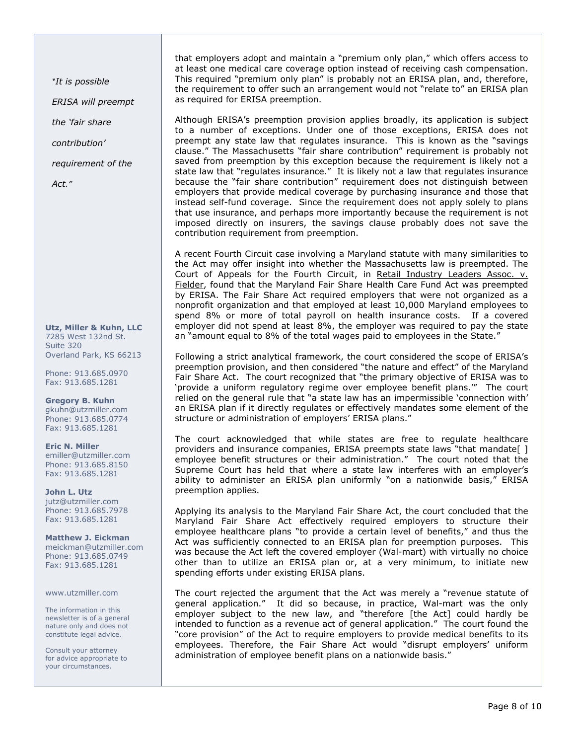*"It is possible ERISA will preempt the 'fair share contribution' requirement of the Act."*

that employers adopt and maintain a "premium only plan," which offers access to at least one medical care coverage option instead of receiving cash compensation. This required "premium only plan" is probably not an ERISA plan, and, therefore, the requirement to offer such an arrangement would not "relate to" an ERISA plan as required for ERISA preemption.

Although ERISA's preemption provision applies broadly, its application is subject to a number of exceptions. Under one of those exceptions, ERISA does not preempt any state law that regulates insurance. This is known as the "savings clause." The Massachusetts "fair share contribution" requirement is probably not saved from preemption by this exception because the requirement is likely not a state law that "regulates insurance." It is likely not a law that regulates insurance because the "fair share contribution" requirement does not distinguish between employers that provide medical coverage by purchasing insurance and those that instead self-fund coverage. Since the requirement does not apply solely to plans that use insurance, and perhaps more importantly because the requirement is not imposed directly on insurers, the savings clause probably does not save the contribution requirement from preemption.

A recent Fourth Circuit case involving a Maryland statute with many similarities to the Act may offer insight into whether the Massachusetts law is preempted. The Court of Appeals for the Fourth Circuit, in Retail Industry Leaders Assoc. v. Fielder, found that the Maryland Fair Share Health Care Fund Act was preempted by ERISA. The Fair Share Act required employers that were not organized as a nonprofit organization and that employed at least 10,000 Maryland employees to spend 8% or more of total payroll on health insurance costs. If a covered employer did not spend at least 8%, the employer was required to pay the state an "amount equal to 8% of the total wages paid to employees in the State."

Following a strict analytical framework, the court considered the scope of ERISA's preemption provision, and then considered "the nature and effect" of the Maryland Fair Share Act. The court recognized that "the primary objective of ERISA was to 'provide a uniform regulatory regime over employee benefit plans.'" The court relied on the general rule that "a state law has an impermissible 'connection with' an ERISA plan if it directly regulates or effectively mandates some element of the structure or administration of employers' ERISA plans."

The court acknowledged that while states are free to regulate healthcare providers and insurance companies, ERISA preempts state laws "that mandate[ ] employee benefit structures or their administration." The court noted that the Supreme Court has held that where a state law interferes with an employer's ability to administer an ERISA plan uniformly "on a nationwide basis," ERISA preemption applies.

Applying its analysis to the Maryland Fair Share Act, the court concluded that the Maryland Fair Share Act effectively required employers to structure their employee healthcare plans "to provide a certain level of benefits," and thus the Act was sufficiently connected to an ERISA plan for preemption purposes. This was because the Act left the covered employer (Wal-mart) with virtually no choice other than to utilize an ERISA plan or, at a very minimum, to initiate new spending efforts under existing ERISA plans.

The court rejected the argument that the Act was merely a "revenue statute of general application." It did so because, in practice, Wal-mart was the only employer subject to the new law, and "therefore [the Act] could hardly be intended to function as a revenue act of general application." The court found the "core provision" of the Act to require employers to provide medical benefits to its employees. Therefore, the Fair Share Act would "disrupt employers' uniform administration of employee benefit plans on a nationwide basis."

**Utz, Miller & Kuhn, LLC**
7285 West 132nd St.
Suite 320
Overland Park, KS 66213

Phone: 913.685.0970
Fax: 913.685.1281

**Gregory B. Kuhn**
gkuhn@utzmiller.com
Phone: 913.685.0774
Fax: 913.685.1281

**Eric N. Miller**
emiller@utzmiller.com
Phone: 913.685.8150
Fax: 913.685.1281

**John L. Utz**
jutz@utzmiller.com
Phone: 913.685.7978
Fax: 913.685.1281

**Matthew J. Eickman**
meickman@utzmiller.com
Phone: 913.685.0749
Fax: 913.685.1281

www.utzmiller.com

The information in this newsletter is of a general nature only and does not constitute legal advice.

Consult your attorney for advice appropriate to your circumstances.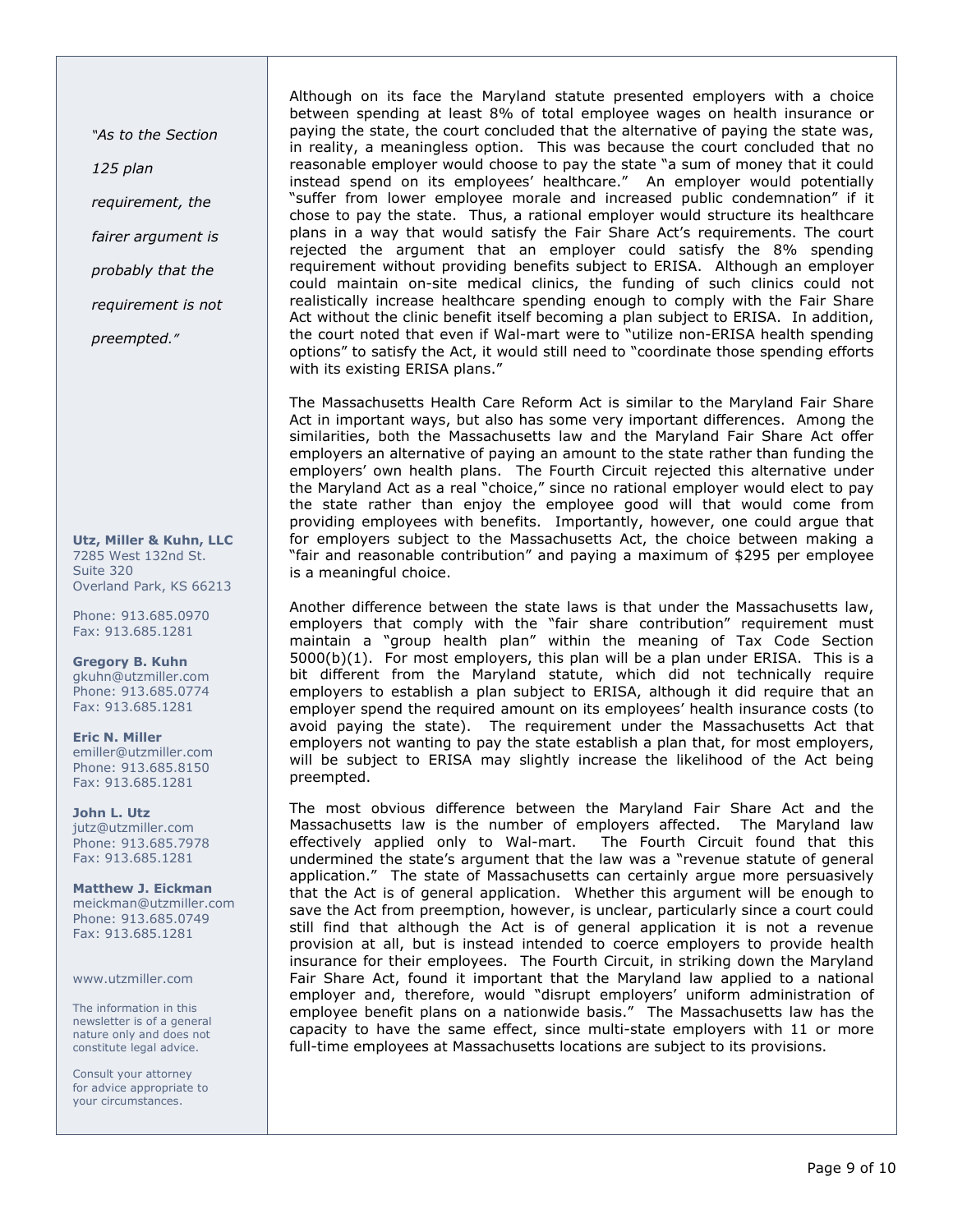Although on its face the Maryland statute presented employers with a choice between spending at least 8% of total employee wages on health insurance or paying the state, the court concluded that the alternative of paying the state was, in reality, a meaningless option. This was because the court concluded that no reasonable employer would choose to pay the state "a sum of money that it could instead spend on its employees' healthcare." An employer would potentially "suffer from lower employee morale and increased public condemnation" if it chose to pay the state. Thus, a rational employer would structure its healthcare plans in a way that would satisfy the Fair Share Act's requirements. The court rejected the argument that an employer could satisfy the 8% spending requirement without providing benefits subject to ERISA. Although an employer could maintain on-site medical clinics, the funding of such clinics could not realistically increase healthcare spending enough to comply with the Fair Share Act without the clinic benefit itself becoming a plan subject to ERISA. In addition, the court noted that even if Wal-mart were to "utilize non-ERISA health spending options" to satisfy the Act, it would still need to "coordinate those spending efforts with its existing ERISA plans."

The Massachusetts Health Care Reform Act is similar to the Maryland Fair Share Act in important ways, but also has some very important differences. Among the similarities, both the Massachusetts law and the Maryland Fair Share Act offer employers an alternative of paying an amount to the state rather than funding the employers' own health plans. The Fourth Circuit rejected this alternative under the Maryland Act as a real "choice," since no rational employer would elect to pay the state rather than enjoy the employee good will that would come from providing employees with benefits. Importantly, however, one could argue that for employers subject to the Massachusetts Act, the choice between making a "fair and reasonable contribution" and paying a maximum of $295 per employee is a meaningful choice.

> *"As to the Section 125 plan requirement, the fairer argument is probably that the requirement is not preempted."*

Another difference between the state laws is that under the Massachusetts law, employers that comply with the "fair share contribution" requirement must maintain a "group health plan" within the meaning of Tax Code Section 5000(b)(1). For most employers, this plan will be a plan under ERISA. This is a bit different from the Maryland statute, which did not technically require employers to establish a plan subject to ERISA, although it did require that an employer spend the required amount on its employees' health insurance costs (to avoid paying the state). The requirement under the Massachusetts Act that employers not wanting to pay the state establish a plan that, for most employers, will be subject to ERISA may slightly increase the likelihood of the Act being preempted.

The most obvious difference between the Maryland Fair Share Act and the Massachusetts law is the number of employers affected. The Maryland law effectively applied only to Wal-mart. The Fourth Circuit found that this undermined the state's argument that the law was a "revenue statute of general application." The state of Massachusetts can certainly argue more persuasively that the Act is of general application. Whether this argument will be enough to save the Act from preemption, however, is unclear, particularly since a court could still find that although the Act is of general application it is not a revenue provision at all, but is instead intended to coerce employers to provide health insurance for their employees. The Fourth Circuit, in striking down the Maryland Fair Share Act, found it important that the Maryland law applied to a national employer and, therefore, would "disrupt employers' uniform administration of employee benefit plans on a nationwide basis." The Massachusetts law has the capacity to have the same effect, since multi-state employers with 11 or more full-time employees at Massachusetts locations are subject to its provisions.

**Utz, Miller & Kuhn, LLC**
7285 West 132nd St.
Suite 320
Overland Park, KS 66213

Phone: 913.685.0970
Fax: 913.685.1281

**Gregory B. Kuhn**
gkuhn@utzmiller.com
Phone: 913.685.0774
Fax: 913.685.1281

**Eric N. Miller**
emiller@utzmiller.com
Phone: 913.685.8150
Fax: 913.685.1281

**John L. Utz**
jutz@utzmiller.com
Phone: 913.685.7978
Fax: 913.685.1281

**Matthew J. Eickman**
meickman@utzmiller.com
Phone: 913.685.0749
Fax: 913.685.1281

www.utzmiller.com

The information in this newsletter is of a general nature only and does not constitute legal advice.

Consult your attorney for advice appropriate to your circumstances.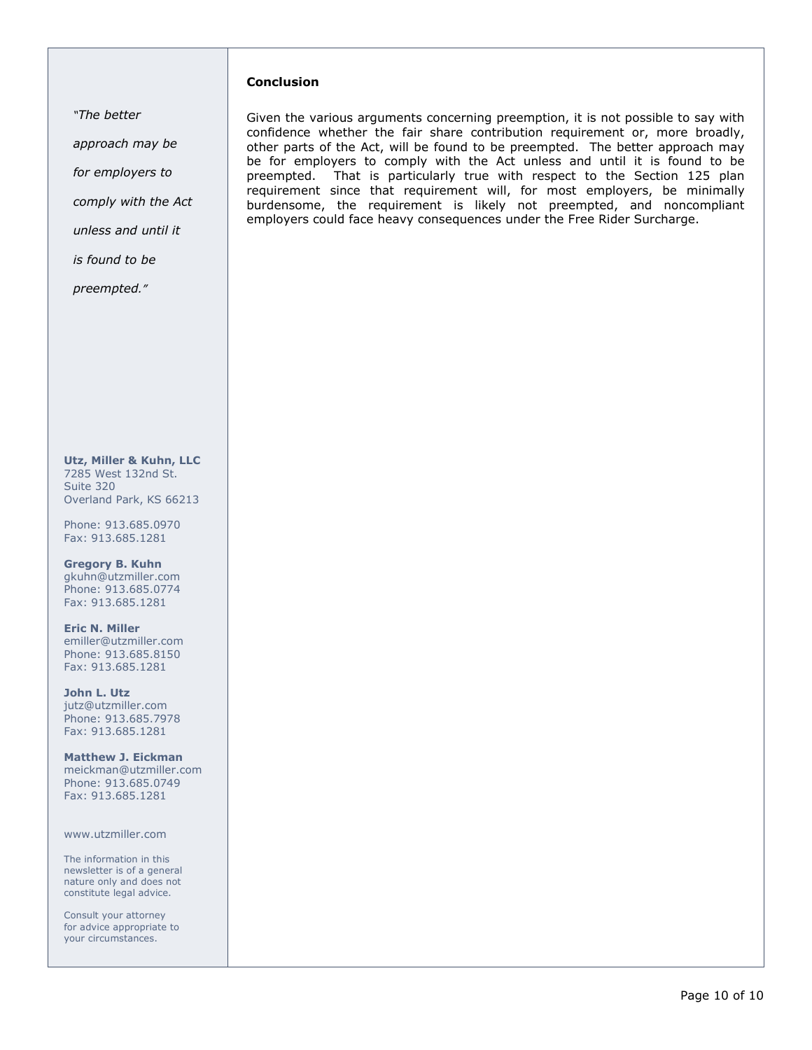## Conclusion

Given the various arguments concerning preemption, it is not possible to say with confidence whether the fair share contribution requirement or, more broadly, other parts of the Act, will be found to be preempted. The better approach may be for employers to comply with the Act unless and until it is found to be preempted. That is particularly true with respect to the Section 125 plan requirement since that requirement will, for most employers, be minimally burdensome, the requirement is likely not preempted, and noncompliant employers could face heavy consequences under the Free Rider Surcharge.

*"The better approach may be for employers to comply with the Act unless and until it is found to be preempted."*

**Utz, Miller & Kuhn, LLC**
7285 West 132nd St.
Suite 320
Overland Park, KS 66213

Phone: 913.685.0970
Fax: 913.685.1281

**Gregory B. Kuhn**
gkuhn@utzmiller.com
Phone: 913.685.0774
Fax: 913.685.1281

**Eric N. Miller**
emiller@utzmiller.com
Phone: 913.685.8150
Fax: 913.685.1281

**John L. Utz**
jutz@utzmiller.com
Phone: 913.685.7978
Fax: 913.685.1281

**Matthew J. Eickman**
meickman@utzmiller.com
Phone: 913.685.0749
Fax: 913.685.1281

www.utzmiller.com

The information in this newsletter is of a general nature only and does not constitute legal advice.

Consult your attorney for advice appropriate to your circumstances.